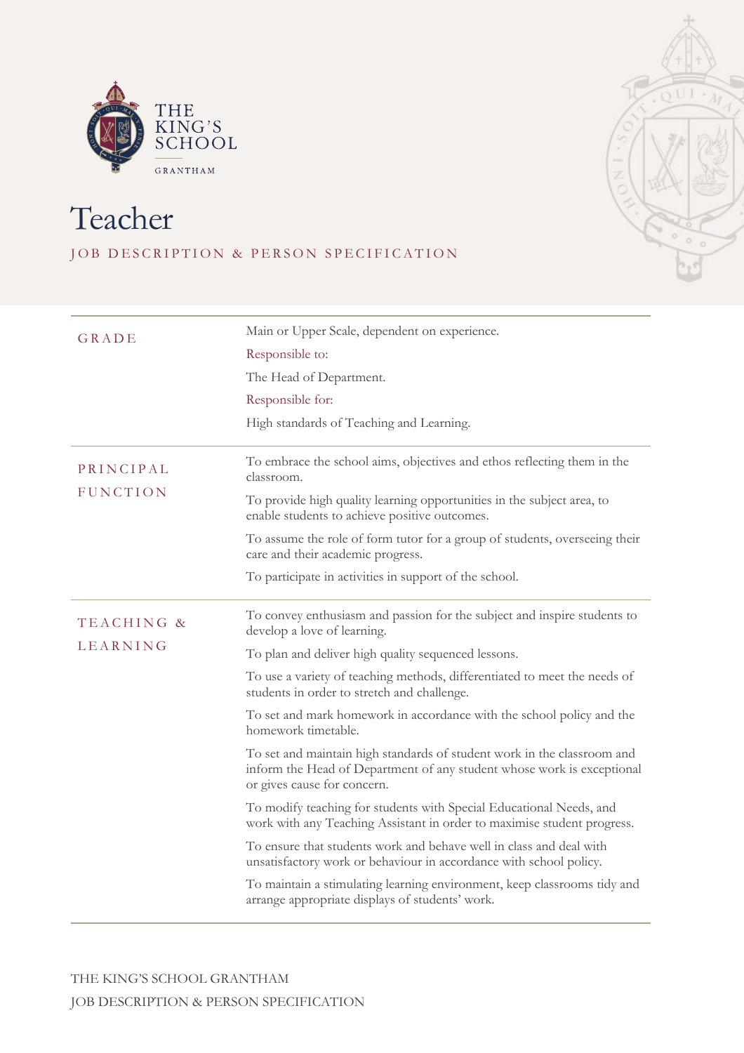THE KING'S SCHOOL

GRANTHAM

# Teacher

JOB DESCRIPTION & PERSON SPECIFICATION

## GRADE

Main or Upper Scale, dependent on experience.

Responsible to:

The Head of Department.

Responsible for:

High standards of Teaching and Learning.

## PRINCIPAL FUNCTION

To embrace the school aims, objectives and ethos reflecting them in the classroom.

To provide high quality learning opportunities in the subject area, to enable students to achieve positive outcomes.

To assume the role of form tutor for a group of students, overseeing their care and their academic progress.

To participate in activities in support of the school.

## TEACHING & LEARNING

To convey enthusiasm and passion for the subject and inspire students to develop a love of learning.

To plan and deliver high quality sequenced lessons.

To use a variety of teaching methods, differentiated to meet the needs of students in order to stretch and challenge.

To set and mark homework in accordance with the school policy and the homework timetable.

To set and maintain high standards of student work in the classroom and inform the Head of Department of any student whose work is exceptional or gives cause for concern.

To modify teaching for students with Special Educational Needs, and work with any Teaching Assistant in order to maximise student progress.

To ensure that students work and behave well in class and deal with unsatisfactory work or behaviour in accordance with school policy.

To maintain a stimulating learning environment, keep classrooms tidy and arrange appropriate displays of students' work.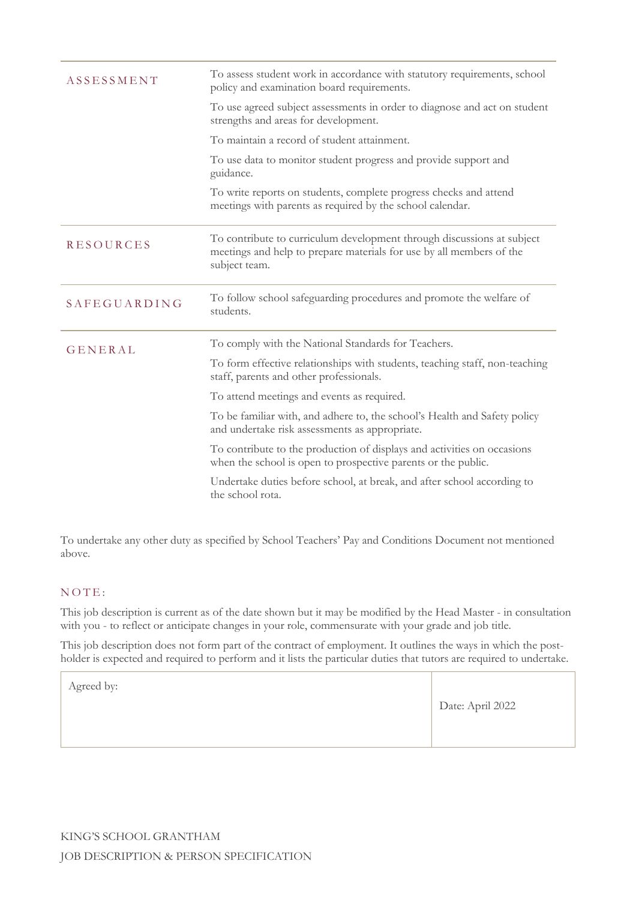| | |
|---|---|
| ASSESSMENT | To assess student work in accordance with statutory requirements, school policy and examination board requirements.<br><br>To use agreed subject assessments in order to diagnose and act on student strengths and areas for development.<br><br>To maintain a record of student attainment.<br><br>To use data to monitor student progress and provide support and guidance.<br><br>To write reports on students, complete progress checks and attend meetings with parents as required by the school calendar. |
| RESOURCES | To contribute to curriculum development through discussions at subject meetings and help to prepare materials for use by all members of the subject team. |
| SAFEGUARDING | To follow school safeguarding procedures and promote the welfare of students. |
| GENERAL | To comply with the National Standards for Teachers.<br><br>To form effective relationships with students, teaching staff, non-teaching staff, parents and other professionals.<br><br>To attend meetings and events as required.<br><br>To be familiar with, and adhere to, the school's Health and Safety policy and undertake risk assessments as appropriate.<br><br>To contribute to the production of displays and activities on occasions when the school is open to prospective parents or the public.<br><br>Undertake duties before school, at break, and after school according to the school rota. |

To undertake any other duty as specified by School Teachers' Pay and Conditions Document not mentioned above.

### NOTE:

This job description is current as of the date shown but it may be modified by the Head Master - in consultation with you - to reflect or anticipate changes in your role, commensurate with your grade and job title.

This job description does not form part of the contract of employment. It outlines the ways in which the post-holder is expected and required to perform and it lists the particular duties that tutors are required to undertake.

| Agreed by: | Date: April 2022 |
|---|---|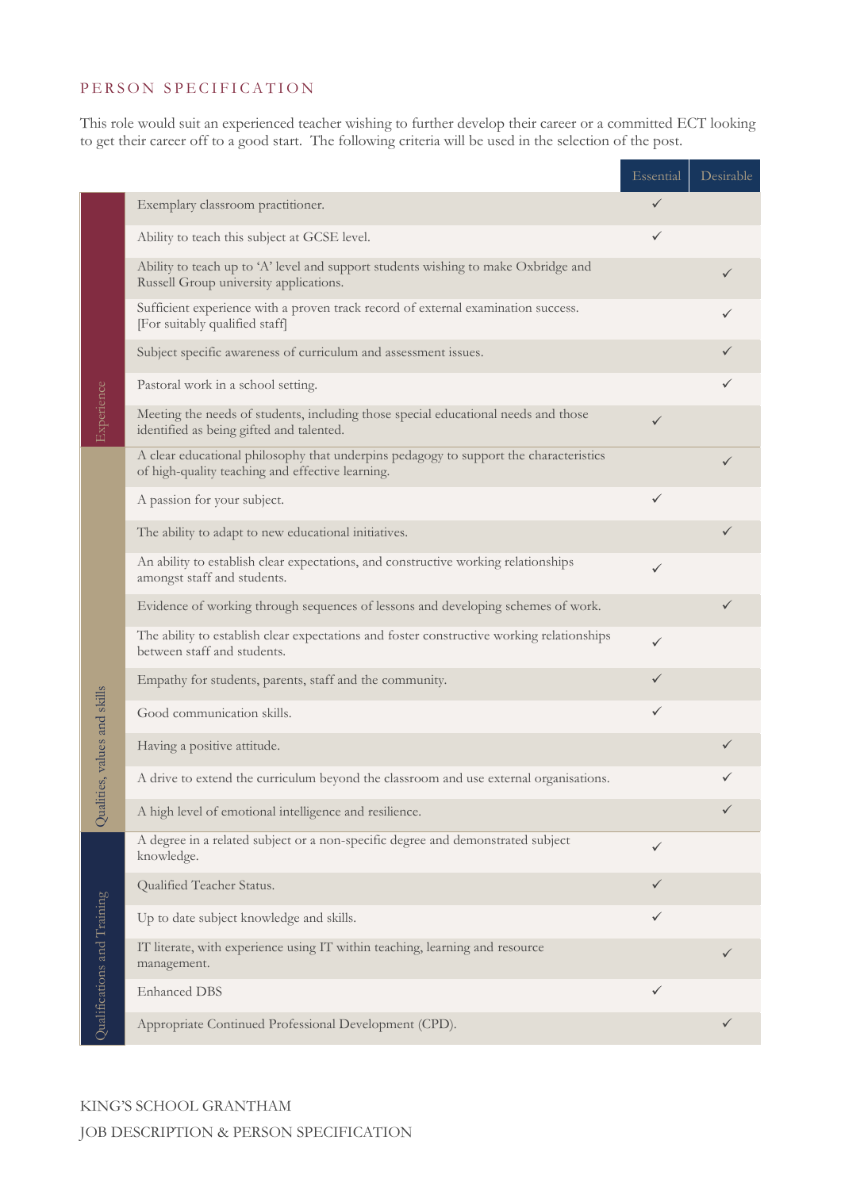## PERSON SPECIFICATION

This role would suit an experienced teacher wishing to further develop their career or a committed ECT looking to get their career off to a good start. The following criteria will be used in the selection of the post.

| | | Essential | Desirable |
|---|---|---|---|
| Experience | Exemplary classroom practitioner. | ✓ | |
| | Ability to teach this subject at GCSE level. | ✓ | |
| | Ability to teach up to 'A' level and support students wishing to make Oxbridge and Russell Group university applications. | | ✓ |
| | Sufficient experience with a proven track record of external examination success. [For suitably qualified staff] | | ✓ |
| | Subject specific awareness of curriculum and assessment issues. | | ✓ |
| | Pastoral work in a school setting. | | ✓ |
| | Meeting the needs of students, including those special educational needs and those identified as being gifted and talented. | ✓ | |
| Qualities, values and skills | A clear educational philosophy that underpins pedagogy to support the characteristics of high-quality teaching and effective learning. | | ✓ |
| | A passion for your subject. | ✓ | |
| | The ability to adapt to new educational initiatives. | | ✓ |
| | An ability to establish clear expectations, and constructive working relationships amongst staff and students. | ✓ | |
| | Evidence of working through sequences of lessons and developing schemes of work. | | ✓ |
| | The ability to establish clear expectations and foster constructive working relationships between staff and students. | ✓ | |
| | Empathy for students, parents, staff and the community. | ✓ | |
| | Good communication skills. | ✓ | |
| | Having a positive attitude. | | ✓ |
| | A drive to extend the curriculum beyond the classroom and use external organisations. | | ✓ |
| | A high level of emotional intelligence and resilience. | | ✓ |
| Qualifications and Training | A degree in a related subject or a non-specific degree and demonstrated subject knowledge. | ✓ | |
| | Qualified Teacher Status. | ✓ | |
| | Up to date subject knowledge and skills. | ✓ | |
| | IT literate, with experience using IT within teaching, learning and resource management. | | ✓ |
| | Enhanced DBS | ✓ | |
| | Appropriate Continued Professional Development (CPD). | | ✓ |